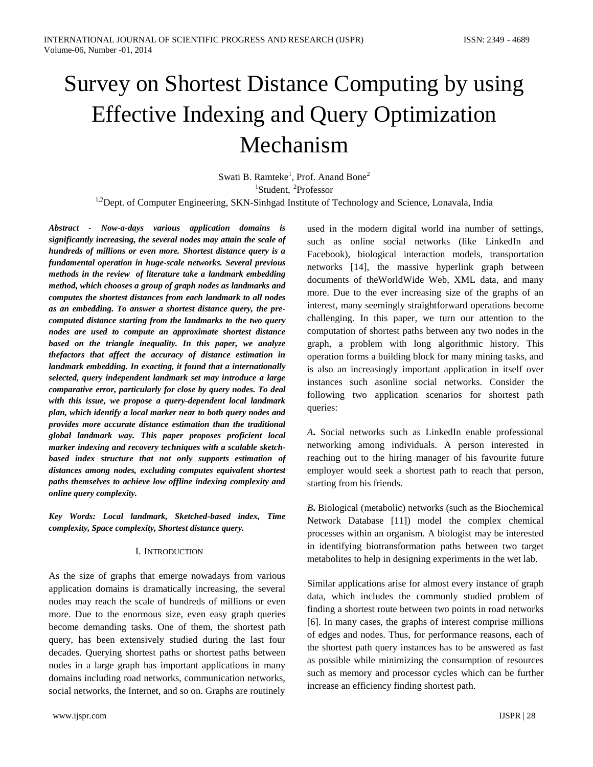# Survey on Shortest Distance Computing by using Effective Indexing and Query Optimization Mechanism

Swati B. Ramteke[1], Prof. Anand Bone[2]

[1]Student, [2]Professor

[1,2]Dept. of Computer Engineering, SKN-Sinhgad Institute of Technology and Science, Lonavala, India

***Abstract - Now-a-days various application domains is significantly increasing, the several nodes may attain the scale of hundreds of millions or even more. Shortest distance query is a fundamental operation in huge-scale networks. Several previous methods in the review of literature take a landmark embedding method, which chooses a group of graph nodes as landmarks and computes the shortest distances from each landmark to all nodes as an embedding. To answer a shortest distance query, the pre-computed distance starting from the landmarks to the two query nodes are used to compute an approximate shortest distance based on the triangle inequality. In this paper, we analyze thefactors that affect the accuracy of distance estimation in landmark embedding. In exacting, it found that a internationally selected, query independent landmark set may introduce a large comparative error, particularly for close by query nodes. To deal with this issue, we propose a query-dependent local landmark plan, which identify a local marker near to both query nodes and provides more accurate distance estimation than the traditional global landmark way. This paper proposes proficient local marker indexing and recovery techniques with a scalable sketch-based index structure that not only supports estimation of distances among nodes, excluding computes equivalent shortest paths themselves to achieve low offline indexing complexity and online query complexity.***

***Key Words: Local landmark, Sketched-based index, Time complexity, Space complexity, Shortest distance query.***

## I. Introduction

As the size of graphs that emerge nowadays from various application domains is dramatically increasing, the several nodes may reach the scale of hundreds of millions or even more. Due to the enormous size, even easy graph queries become demanding tasks. One of them, the shortest path query, has been extensively studied during the last four decades. Querying shortest paths or shortest paths between nodes in a large graph has important applications in many domains including road networks, communication networks, social networks, the Internet, and so on. Graphs are routinely used in the modern digital world ina number of settings, such as online social networks (like LinkedIn and Facebook), biological interaction models, transportation networks [14], the massive hyperlink graph between documents of theWorldWide Web, XML data, and many more. Due to the ever increasing size of the graphs of an interest, many seemingly straightforward operations become challenging. In this paper, we turn our attention to the computation of shortest paths between any two nodes in the graph, a problem with long algorithmic history. This operation forms a building block for many mining tasks, and is also an increasingly important application in itself over instances such asonline social networks. Consider the following two application scenarios for shortest path queries:

***A.*** Social networks such as LinkedIn enable professional networking among individuals. A person interested in reaching out to the hiring manager of his favourite future employer would seek a shortest path to reach that person, starting from his friends.

***B.*** Biological (metabolic) networks (such as the Biochemical Network Database [11]) model the complex chemical processes within an organism. A biologist may be interested in identifying biotransformation paths between two target metabolites to help in designing experiments in the wet lab.

Similar applications arise for almost every instance of graph data, which includes the commonly studied problem of finding a shortest route between two points in road networks [6]. In many cases, the graphs of interest comprise millions of edges and nodes. Thus, for performance reasons, each of the shortest path query instances has to be answered as fast as possible while minimizing the consumption of resources such as memory and processor cycles which can be further increase an efficiency finding shortest path.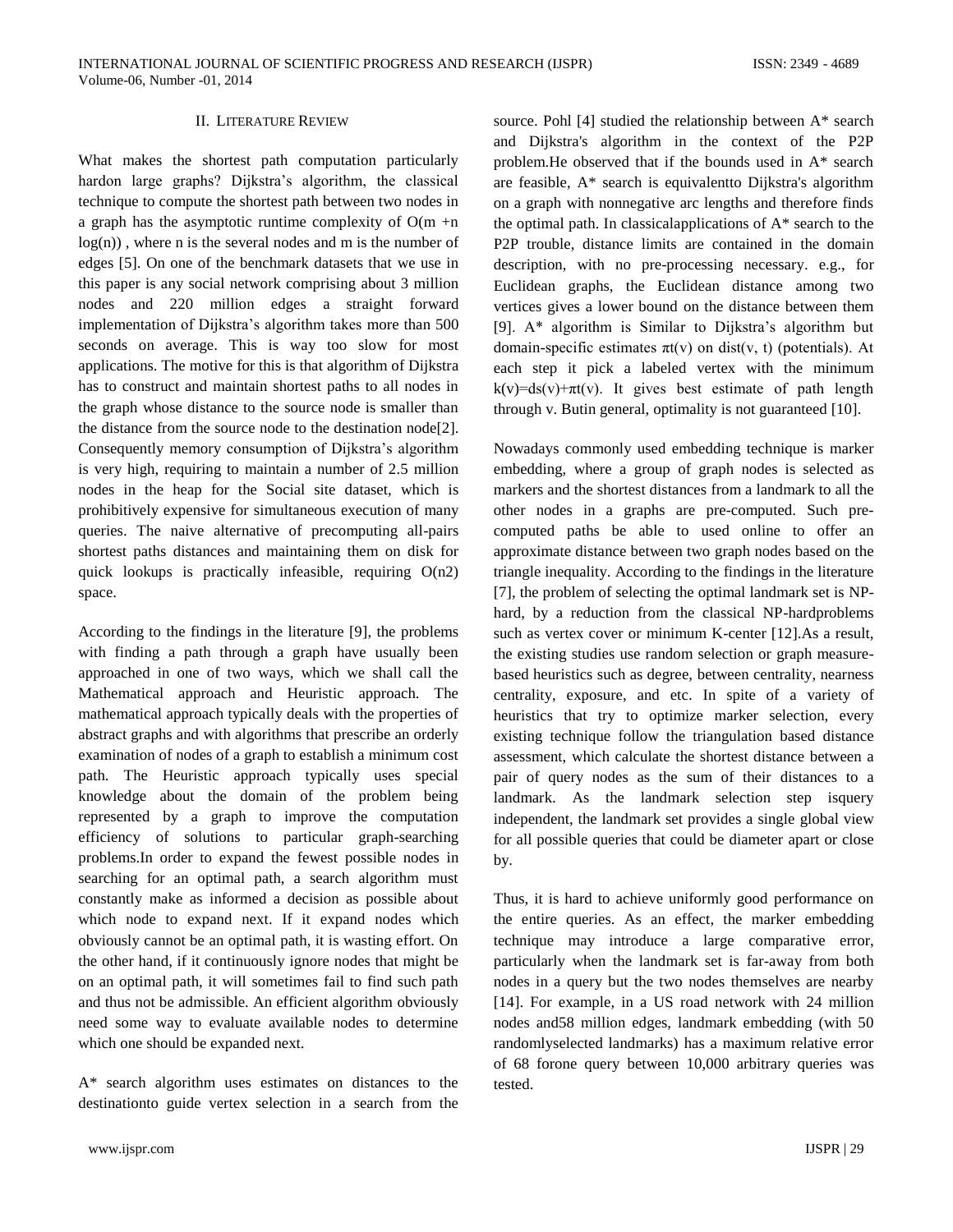## II. Literature Review

What makes the shortest path computation particularly hardon large graphs? Dijkstra's algorithm, the classical technique to compute the shortest path between two nodes in a graph has the asymptotic runtime complexity of $O(m + n \log(n))$ , where n is the several nodes and m is the number of edges [5]. On one of the benchmark datasets that we use in this paper is any social network comprising about 3 million nodes and 220 million edges a straight forward implementation of Dijkstra's algorithm takes more than 500 seconds on average. This is way too slow for most applications. The motive for this is that algorithm of Dijkstra has to construct and maintain shortest paths to all nodes in the graph whose distance to the source node is smaller than the distance from the source node to the destination node[2]. Consequently memory consumption of Dijkstra's algorithm is very high, requiring to maintain a number of 2.5 million nodes in the heap for the Social site dataset, which is prohibitively expensive for simultaneous execution of many queries. The naive alternative of precomputing all-pairs shortest paths distances and maintaining them on disk for quick lookups is practically infeasible, requiring O(n2) space.

According to the findings in the literature [9], the problems with finding a path through a graph have usually been approached in one of two ways, which we shall call the Mathematical approach and Heuristic approach. The mathematical approach typically deals with the properties of abstract graphs and with algorithms that prescribe an orderly examination of nodes of a graph to establish a minimum cost path. The Heuristic approach typically uses special knowledge about the domain of the problem being represented by a graph to improve the computation efficiency of solutions to particular graph-searching problems.In order to expand the fewest possible nodes in searching for an optimal path, a search algorithm must constantly make as informed a decision as possible about which node to expand next. If it expand nodes which obviously cannot be an optimal path, it is wasting effort. On the other hand, if it continuously ignore nodes that might be on an optimal path, it will sometimes fail to find such path and thus not be admissible. An efficient algorithm obviously need some way to evaluate available nodes to determine which one should be expanded next.

A* search algorithm uses estimates on distances to the destinationto guide vertex selection in a search from the source. Pohl [4] studied the relationship between A* search and Dijkstra's algorithm in the context of the P2P problem.He observed that if the bounds used in A* search are feasible, A* search is equivalentto Dijkstra's algorithm on a graph with nonnegative arc lengths and therefore finds the optimal path. In classicalapplications of A* search to the P2P trouble, distance limits are contained in the domain description, with no pre-processing necessary. e.g., for Euclidean graphs, the Euclidean distance among two vertices gives a lower bound on the distance between them [9]. A* algorithm is Similar to Dijkstra's algorithm but domain-specific estimates $\pi t(v)$ on dist(v, t) (potentials). At each step it pick a labeled vertex with the minimum $k(v)=ds(v)+\pi t(v)$. It gives best estimate of path length through v. Butin general, optimality is not guaranteed [10].

Nowadays commonly used embedding technique is marker embedding, where a group of graph nodes is selected as markers and the shortest distances from a landmark to all the other nodes in a graphs are pre-computed. Such pre-computed paths be able to used online to offer an approximate distance between two graph nodes based on the triangle inequality. According to the findings in the literature [7], the problem of selecting the optimal landmark set is NP-hard, by a reduction from the classical NP-hardproblems such as vertex cover or minimum K-center [12].As a result, the existing studies use random selection or graph measure-based heuristics such as degree, between centrality, nearness centrality, exposure, and etc. In spite of a variety of heuristics that try to optimize marker selection, every existing technique follow the triangulation based distance assessment, which calculate the shortest distance between a pair of query nodes as the sum of their distances to a landmark. As the landmark selection step isquery independent, the landmark set provides a single global view for all possible queries that could be diameter apart or close by.

Thus, it is hard to achieve uniformly good performance on the entire queries. As an effect, the marker embedding technique may introduce a large comparative error, particularly when the landmark set is far-away from both nodes in a query but the two nodes themselves are nearby [14]. For example, in a US road network with 24 million nodes and58 million edges, landmark embedding (with 50 randomlyselected landmarks) has a maximum relative error of 68 forone query between 10,000 arbitrary queries was tested.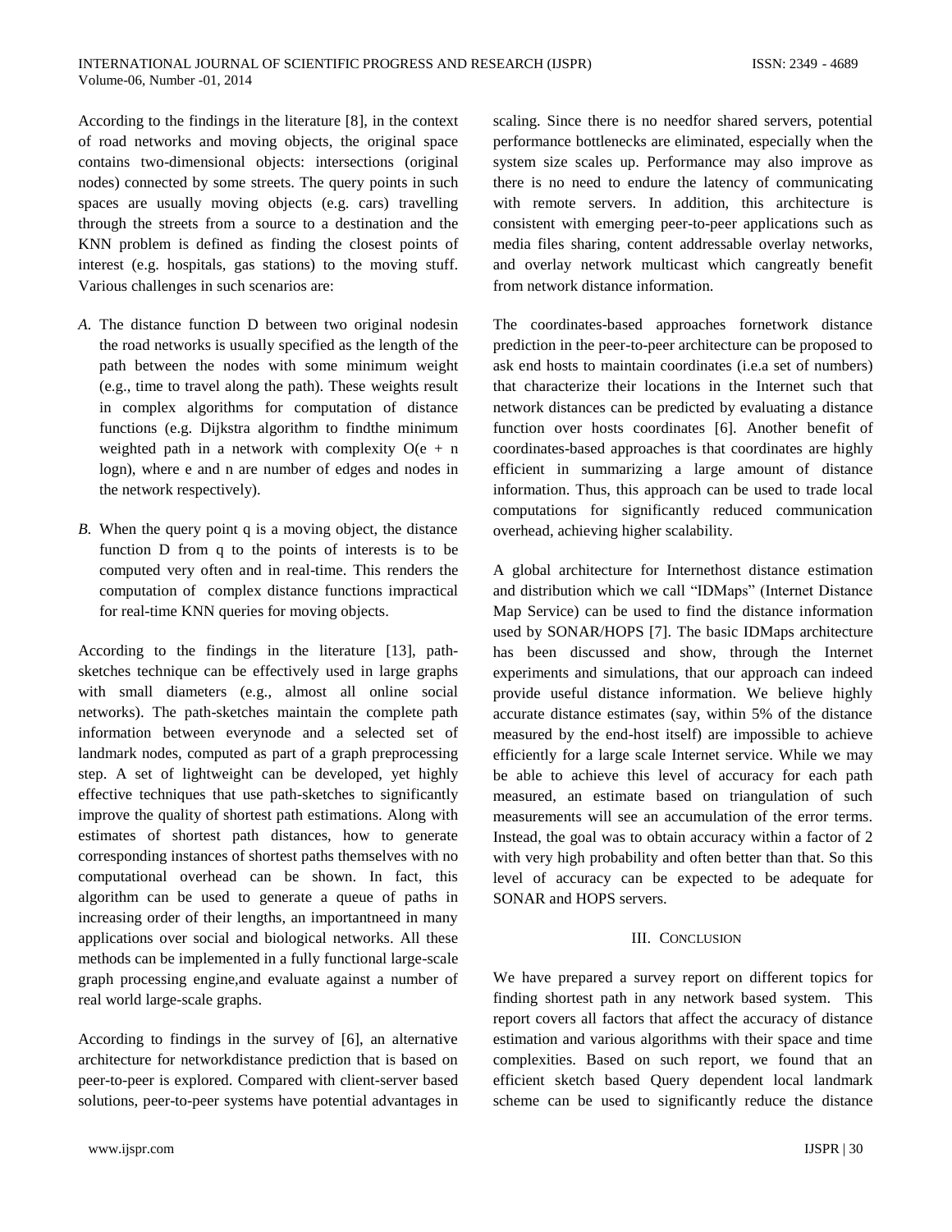According to the findings in the literature [8], in the context of road networks and moving objects, the original space contains two-dimensional objects: intersections (original nodes) connected by some streets. The query points in such spaces are usually moving objects (e.g. cars) travelling through the streets from a source to a destination and the KNN problem is defined as finding the closest points of interest (e.g. hospitals, gas stations) to the moving stuff. Various challenges in such scenarios are:

*A.* The distance function D between two original nodesin the road networks is usually specified as the length of the path between the nodes with some minimum weight (e.g., time to travel along the path). These weights result in complex algorithms for computation of distance functions (e.g. Dijkstra algorithm to findthe minimum weighted path in a network with complexity $O(e + n \log n)$, where e and n are number of edges and nodes in the network respectively).

*B.* When the query point q is a moving object, the distance function D from q to the points of interests is to be computed very often and in real-time. This renders the computation of complex distance functions impractical for real-time KNN queries for moving objects.

According to the findings in the literature [13], path-sketches technique can be effectively used in large graphs with small diameters (e.g., almost all online social networks). The path-sketches maintain the complete path information between everynode and a selected set of landmark nodes, computed as part of a graph preprocessing step. A set of lightweight can be developed, yet highly effective techniques that use path-sketches to significantly improve the quality of shortest path estimations. Along with estimates of shortest path distances, how to generate corresponding instances of shortest paths themselves with no computational overhead can be shown. In fact, this algorithm can be used to generate a queue of paths in increasing order of their lengths, an importantneed in many applications over social and biological networks. All these methods can be implemented in a fully functional large-scale graph processing engine,and evaluate against a number of real world large-scale graphs.

According to findings in the survey of [6], an alternative architecture for networkdistance prediction that is based on peer-to-peer is explored. Compared with client-server based solutions, peer-to-peer systems have potential advantages in scaling. Since there is no needfor shared servers, potential performance bottlenecks are eliminated, especially when the system size scales up. Performance may also improve as there is no need to endure the latency of communicating with remote servers. In addition, this architecture is consistent with emerging peer-to-peer applications such as media files sharing, content addressable overlay networks, and overlay network multicast which cangreatly benefit from network distance information.

The coordinates-based approaches fornetwork distance prediction in the peer-to-peer architecture can be proposed to ask end hosts to maintain coordinates (i.e.a set of numbers) that characterize their locations in the Internet such that network distances can be predicted by evaluating a distance function over hosts coordinates [6]. Another benefit of coordinates-based approaches is that coordinates are highly efficient in summarizing a large amount of distance information. Thus, this approach can be used to trade local computations for significantly reduced communication overhead, achieving higher scalability.

A global architecture for Internethost distance estimation and distribution which we call "IDMaps" (Internet Distance Map Service) can be used to find the distance information used by SONAR/HOPS [7]. The basic IDMaps architecture has been discussed and show, through the Internet experiments and simulations, that our approach can indeed provide useful distance information. We believe highly accurate distance estimates (say, within 5% of the distance measured by the end-host itself) are impossible to achieve efficiently for a large scale Internet service. While we may be able to achieve this level of accuracy for each path measured, an estimate based on triangulation of such measurements will see an accumulation of the error terms. Instead, the goal was to obtain accuracy within a factor of 2 with very high probability and often better than that. So this level of accuracy can be expected to be adequate for SONAR and HOPS servers.

## III. Conclusion

We have prepared a survey report on different topics for finding shortest path in any network based system. This report covers all factors that affect the accuracy of distance estimation and various algorithms with their space and time complexities. Based on such report, we found that an efficient sketch based Query dependent local landmark scheme can be used to significantly reduce the distance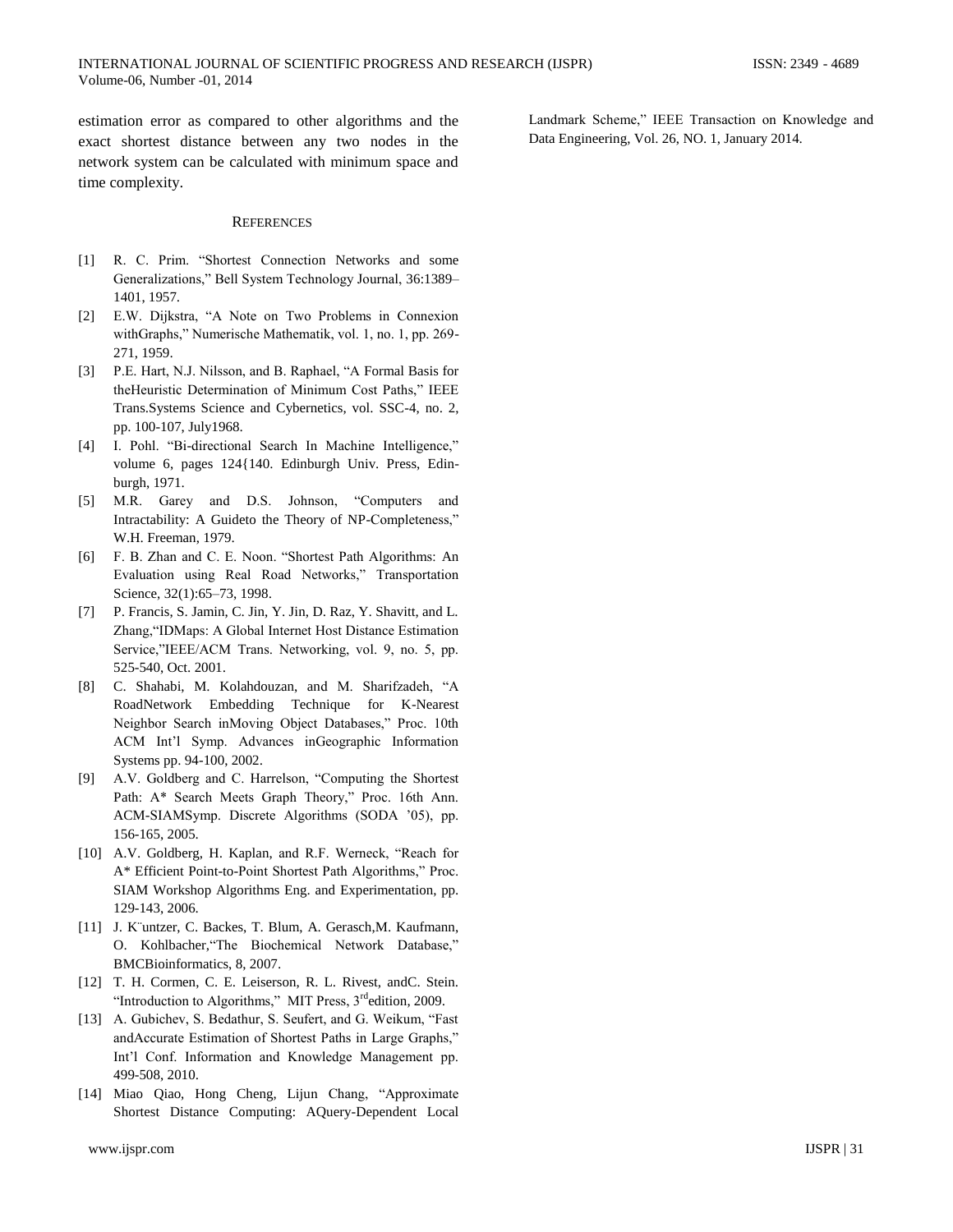estimation error as compared to other algorithms and the exact shortest distance between any two nodes in the network system can be calculated with minimum space and time complexity.

## REFERENCES

[1] R. C. Prim. "Shortest Connection Networks and some Generalizations," Bell System Technology Journal, 36:1389–1401, 1957.

[2] E.W. Dijkstra, "A Note on Two Problems in Connexion withGraphs," Numerische Mathematik, vol. 1, no. 1, pp. 269-271, 1959.

[3] P.E. Hart, N.J. Nilsson, and B. Raphael, "A Formal Basis for theHeuristic Determination of Minimum Cost Paths," IEEE Trans.Systems Science and Cybernetics, vol. SSC-4, no. 2, pp. 100-107, July1968.

[4] I. Pohl. "Bi-directional Search In Machine Intelligence," volume 6, pages 124{140. Edinburgh Univ. Press, Edinburgh, 1971.

[5] M.R. Garey and D.S. Johnson, "Computers and Intractability: A Guideto the Theory of NP-Completeness," W.H. Freeman, 1979.

[6] F. B. Zhan and C. E. Noon. "Shortest Path Algorithms: An Evaluation using Real Road Networks," Transportation Science, 32(1):65–73, 1998.

[7] P. Francis, S. Jamin, C. Jin, Y. Jin, D. Raz, Y. Shavitt, and L. Zhang,"IDMaps: A Global Internet Host Distance Estimation Service,"IEEE/ACM Trans. Networking, vol. 9, no. 5, pp. 525-540, Oct. 2001.

[8] C. Shahabi, M. Kolahdouzan, and M. Sharifzadeh, "A RoadNetwork Embedding Technique for K-Nearest Neighbor Search inMoving Object Databases," Proc. 10th ACM Int'l Symp. Advances inGeographic Information Systems pp. 94-100, 2002.

[9] A.V. Goldberg and C. Harrelson, "Computing the Shortest Path: A* Search Meets Graph Theory," Proc. 16th Ann. ACM-SIAMSymp. Discrete Algorithms (SODA '05), pp. 156-165, 2005.

[10] A.V. Goldberg, H. Kaplan, and R.F. Werneck, "Reach for A* Efficient Point-to-Point Shortest Path Algorithms," Proc. SIAM Workshop Algorithms Eng. and Experimentation, pp. 129-143, 2006.

[11] J. K¨untzer, C. Backes, T. Blum, A. Gerasch,M. Kaufmann, O. Kohlbacher,"The Biochemical Network Database," BMCBioinformatics, 8, 2007.

[12] T. H. Cormen, C. E. Leiserson, R. L. Rivest, andC. Stein. "Introduction to Algorithms," MIT Press, 3rdedition, 2009.

[13] A. Gubichev, S. Bedathur, S. Seufert, and G. Weikum, "Fast andAccurate Estimation of Shortest Paths in Large Graphs," Int'l Conf. Information and Knowledge Management pp. 499-508, 2010.

[14] Miao Qiao, Hong Cheng, Lijun Chang, "Approximate Shortest Distance Computing: AQuery-Dependent Local Landmark Scheme," IEEE Transaction on Knowledge and Data Engineering, Vol. 26, NO. 1, January 2014.